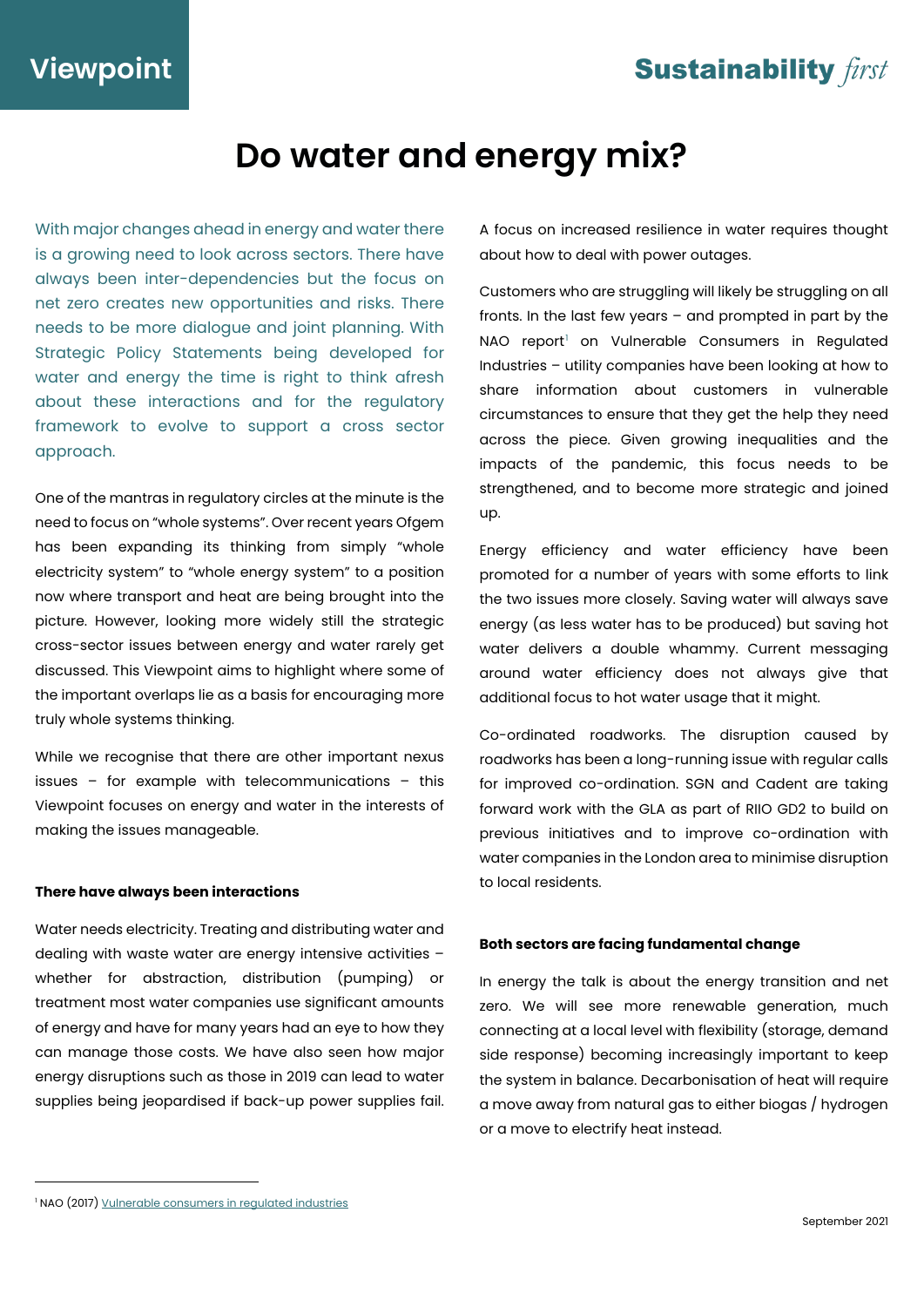Viewpoint

Sustainability *first*

# Do water and energy mix?

With major changes ahead in energy and water there is a growing need to look across sectors. There have always been inter-dependencies but the focus on net zero creates new opportunities and risks. There needs to be more dialogue and joint planning. With Strategic Policy Statements being developed for water and energy the time is right to think afresh about these interactions and for the regulatory framework to evolve to support a cross sector approach.

One of the mantras in regulatory circles at the minute is the need to focus on "whole systems". Over recent years Ofgem has been expanding its thinking from simply "whole electricity system" to "whole energy system" to a position now where transport and heat are being brought into the picture. However, looking more widely still the strategic cross-sector issues between energy and water rarely get discussed. This Viewpoint aims to highlight where some of the important overlaps lie as a basis for encouraging more truly whole systems thinking.

While we recognise that there are other important nexus issues – for example with telecommunications – this Viewpoint focuses on energy and water in the interests of making the issues manageable.

**There have always been interactions**

Water needs electricity. Treating and distributing water and dealing with waste water are energy intensive activities – whether for abstraction, distribution (pumping) or treatment most water companies use significant amounts of energy and have for many years had an eye to how they can manage those costs. We have also seen how major energy disruptions such as those in 2019 can lead to water supplies being jeopardised if back-up power supplies fail. A focus on increased resilience in water requires thought about how to deal with power outages.

Customers who are struggling will likely be struggling on all fronts. In the last few years – and prompted in part by the NAO report[1] on Vulnerable Consumers in Regulated Industries – utility companies have been looking at how to share information about customers in vulnerable circumstances to ensure that they get the help they need across the piece. Given growing inequalities and the impacts of the pandemic, this focus needs to be strengthened, and to become more strategic and joined up.

Energy efficiency and water efficiency have been promoted for a number of years with some efforts to link the two issues more closely. Saving water will always save energy (as less water has to be produced) but saving hot water delivers a double whammy. Current messaging around water efficiency does not always give that additional focus to hot water usage that it might.

Co-ordinated roadworks. The disruption caused by roadworks has been a long-running issue with regular calls for improved co-ordination. SGN and Cadent are taking forward work with the GLA as part of RIIO GD2 to build on previous initiatives and to improve co-ordination with water companies in the London area to minimise disruption to local residents.

**Both sectors are facing fundamental change**

In energy the talk is about the energy transition and net zero. We will see more renewable generation, much connecting at a local level with flexibility (storage, demand side response) becoming increasingly important to keep the system in balance. Decarbonisation of heat will require a move away from natural gas to either biogas / hydrogen or a move to electrify heat instead.

[1] NAO (2017) Vulnerable consumers in regulated industries

September 2021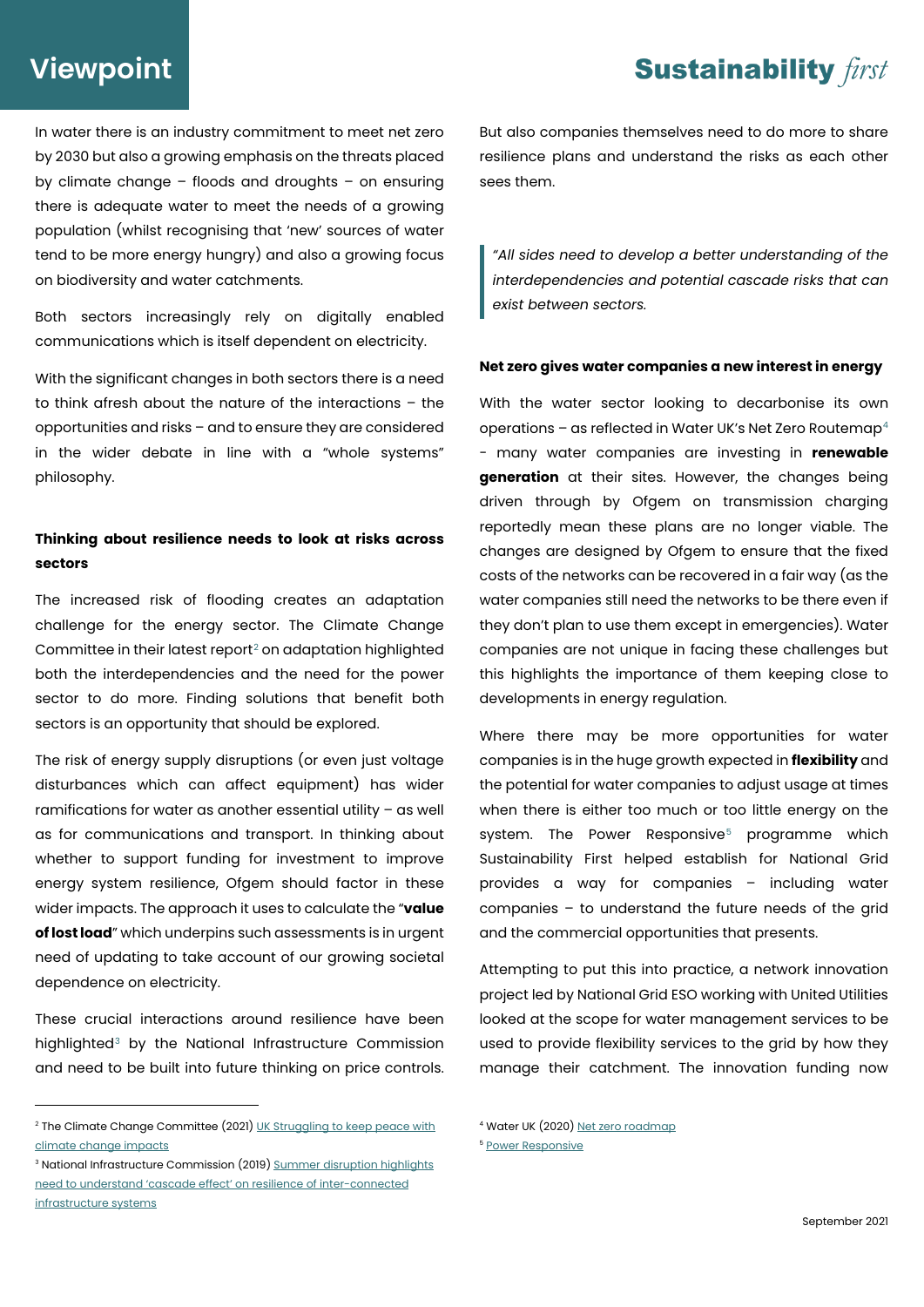In water there is an industry commitment to meet net zero by 2030 but also a growing emphasis on the threats placed by climate change – floods and droughts – on ensuring there is adequate water to meet the needs of a growing population (whilst recognising that 'new' sources of water tend to be more energy hungry) and also a growing focus on biodiversity and water catchments.

Both sectors increasingly rely on digitally enabled communications which is itself dependent on electricity.

With the significant changes in both sectors there is a need to think afresh about the nature of the interactions – the opportunities and risks – and to ensure they are considered in the wider debate in line with a "whole systems" philosophy.

**Thinking about resilience needs to look at risks across sectors**

The increased risk of flooding creates an adaptation challenge for the energy sector. The Climate Change Committee in their latest report[2] on adaptation highlighted both the interdependencies and the need for the power sector to do more. Finding solutions that benefit both sectors is an opportunity that should be explored.

The risk of energy supply disruptions (or even just voltage disturbances which can affect equipment) has wider ramifications for water as another essential utility – as well as for communications and transport. In thinking about whether to support funding for investment to improve energy system resilience, Ofgem should factor in these wider impacts. The approach it uses to calculate the "**value of lost load**" which underpins such assessments is in urgent need of updating to take account of our growing societal dependence on electricity.

These crucial interactions around resilience have been highlighted[3] by the National Infrastructure Commission and need to be built into future thinking on price controls. But also companies themselves need to do more to share resilience plans and understand the risks as each other sees them.

> *"All sides need to develop a better understanding of the interdependencies and potential cascade risks that can exist between sectors.*

**Net zero gives water companies a new interest in energy**

With the water sector looking to decarbonise its own operations – as reflected in Water UK's Net Zero Routemap[4] - many water companies are investing in **renewable generation** at their sites. However, the changes being driven through by Ofgem on transmission charging reportedly mean these plans are no longer viable. The changes are designed by Ofgem to ensure that the fixed costs of the networks can be recovered in a fair way (as the water companies still need the networks to be there even if they don't plan to use them except in emergencies). Water companies are not unique in facing these challenges but this highlights the importance of them keeping close to developments in energy regulation.

Where there may be more opportunities for water companies is in the huge growth expected in **flexibility** and the potential for water companies to adjust usage at times when there is either too much or too little energy on the system. The Power Responsive[5] programme which Sustainability First helped establish for National Grid provides a way for companies – including water companies – to understand the future needs of the grid and the commercial opportunities that presents.

Attempting to put this into practice, a network innovation project led by National Grid ESO working with United Utilities looked at the scope for water management services to be used to provide flexibility services to the grid by how they manage their catchment. The innovation funding now

[2] The Climate Change Committee (2021) UK Struggling to keep peace with climate change impacts

[3] National Infrastructure Commission (2019) Summer disruption highlights need to understand 'cascade effect' on resilience of inter-connected infrastructure systems

[4] Water UK (2020) Net zero roadmap

[5] Power Responsive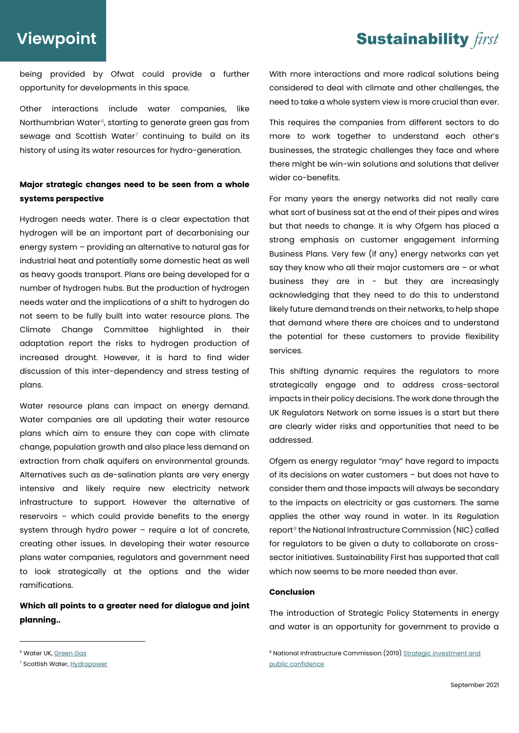being provided by Ofwat could provide a further opportunity for developments in this space.

Other interactions include water companies, like Northumbrian Water[6], starting to generate green gas from sewage and Scottish Water[7] continuing to build on its history of using its water resources for hydro-generation.

**Major strategic changes need to be seen from a whole systems perspective**

Hydrogen needs water. There is a clear expectation that hydrogen will be an important part of decarbonising our energy system – providing an alternative to natural gas for industrial heat and potentially some domestic heat as well as heavy goods transport. Plans are being developed for a number of hydrogen hubs. But the production of hydrogen needs water and the implications of a shift to hydrogen do not seem to be fully built into water resource plans. The Climate Change Committee highlighted in their adaptation report the risks to hydrogen production of increased drought. However, it is hard to find wider discussion of this inter-dependency and stress testing of plans.

Water resource plans can impact on energy demand. Water companies are all updating their water resource plans which aim to ensure they can cope with climate change, population growth and also place less demand on extraction from chalk aquifers on environmental grounds. Alternatives such as de-salination plants are very energy intensive and likely require new electricity network infrastructure to support. However the alternative of reservoirs – which could provide benefits to the energy system through hydro power – require a lot of concrete, creating other issues. In developing their water resource plans water companies, regulators and government need to look strategically at the options and the wider ramifications.

**Which all points to a greater need for dialogue and joint planning..**

With more interactions and more radical solutions being considered to deal with climate and other challenges, the need to take a whole system view is more crucial than ever.

This requires the companies from different sectors to do more to work together to understand each other's businesses, the strategic challenges they face and where there might be win-win solutions and solutions that deliver wider co-benefits.

For many years the energy networks did not really care what sort of business sat at the end of their pipes and wires but that needs to change. It is why Ofgem has placed a strong emphasis on customer engagement informing Business Plans. Very few (if any) energy networks can yet say they know who all their major customers are – or what business they are in - but they are increasingly acknowledging that they need to do this to understand likely future demand trends on their networks, to help shape that demand where there are choices and to understand the potential for these customers to provide flexibility services.

This shifting dynamic requires the regulators to more strategically engage and to address cross-sectoral impacts in their policy decisions. The work done through the UK Regulators Network on some issues is a start but there are clearly wider risks and opportunities that need to be addressed.

Ofgem as energy regulator "may" have regard to impacts of its decisions on water customers – but does not have to consider them and those impacts will always be secondary to the impacts on electricity or gas customers. The same applies the other way round in water. In its Regulation report[8] the National Infrastructure Commission (NIC) called for regulators to be given a duty to collaborate on cross-sector initiatives. Sustainability First has supported that call which now seems to be more needed than ever.

**Conclusion**

The introduction of Strategic Policy Statements in energy and water is an opportunity for government to provide a

---

[6] Water UK, Green Gas

[7] Scottish Water, Hydropower

[8] National Infrastructure Commission (2019) Strategic investment and public confidence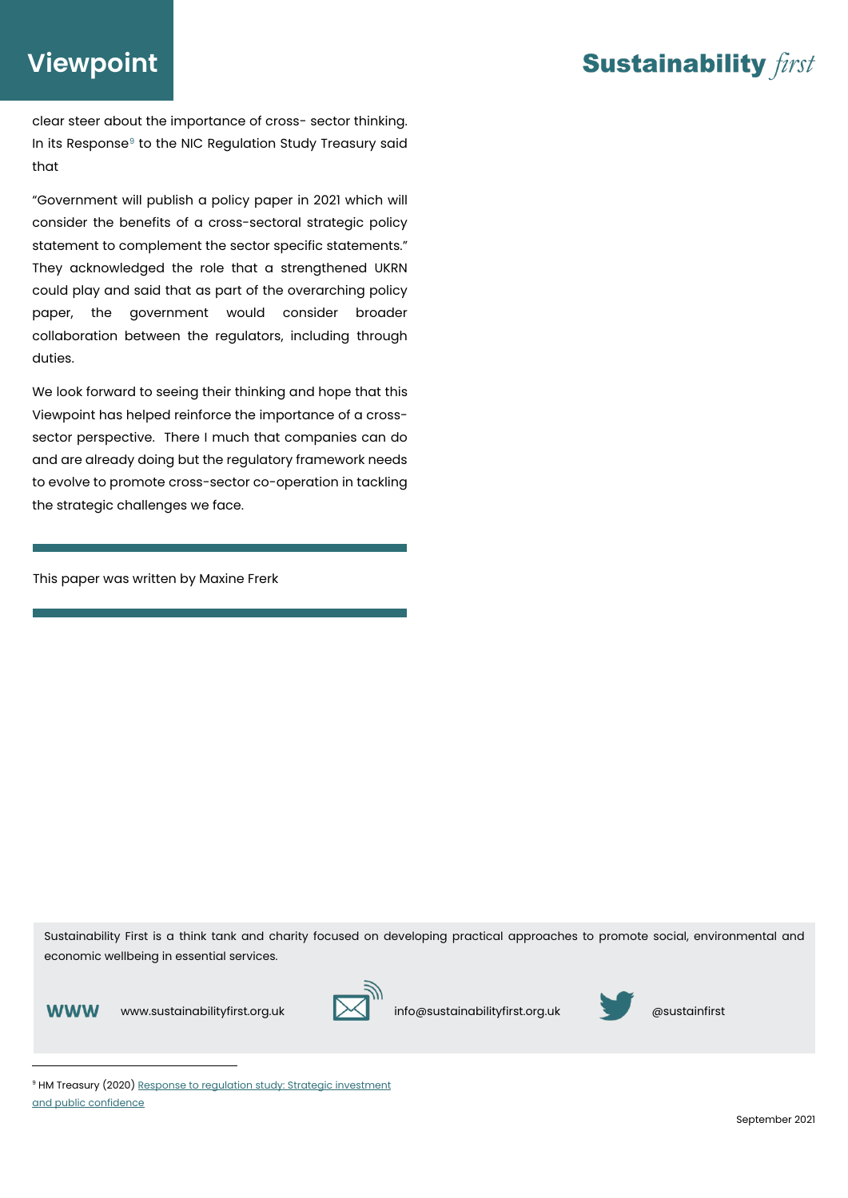clear steer about the importance of cross- sector thinking. In its Response[9] to the NIC Regulation Study Treasury said that

"Government will publish a policy paper in 2021 which will consider the benefits of a cross-sectoral strategic policy statement to complement the sector specific statements." They acknowledged the role that a strengthened UKRN could play and said that as part of the overarching policy paper, the government would consider broader collaboration between the regulators, including through duties.

We look forward to seeing their thinking and hope that this Viewpoint has helped reinforce the importance of a cross-sector perspective. There I much that companies can do and are already doing but the regulatory framework needs to evolve to promote cross-sector co-operation in tackling the strategic challenges we face.

---

This paper was written by Maxine Frerk

---

Sustainability First is a think tank and charity focused on developing practical approaches to promote social, environmental and economic wellbeing in essential services.

WWW www.sustainabilityfirst.org.uk | info@sustainabilityfirst.org.uk | @sustainfirst

[9] HM Treasury (2020) [Response to regulation study: Strategic investment and public confidence]

September 2021